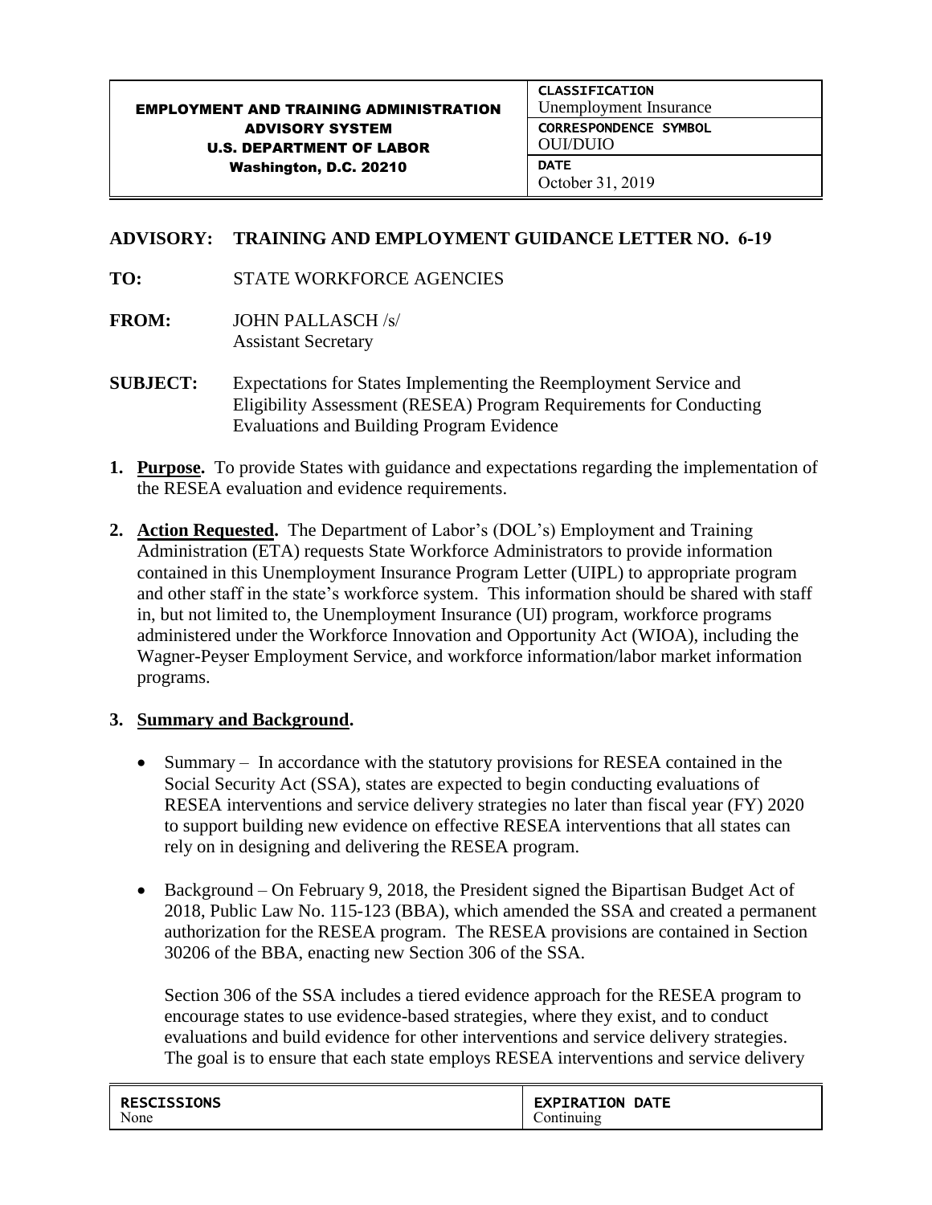| EMPLOYMENT AND TRAINING ADMINISTRATION ADVISORY SYSTEM U.S. DEPARTMENT OF LABOR Washington, D.C. 20210 | CLASSIFICATION Unemployment Insurance |
| --- | --- |
| | CORRESPONDENCE SYMBOL OUI/DUIO |
| | DATE October 31, 2019 |

**ADVISORY: TRAINING AND EMPLOYMENT GUIDANCE LETTER NO. 6-19**

**TO:** STATE WORKFORCE AGENCIES

**FROM:** JOHN PALLASCH /s/
Assistant Secretary

**SUBJECT:** Expectations for States Implementing the Reemployment Service and Eligibility Assessment (RESEA) Program Requirements for Conducting Evaluations and Building Program Evidence

1. **Purpose.** To provide States with guidance and expectations regarding the implementation of the RESEA evaluation and evidence requirements.

2. **Action Requested.** The Department of Labor's (DOL's) Employment and Training Administration (ETA) requests State Workforce Administrators to provide information contained in this Unemployment Insurance Program Letter (UIPL) to appropriate program and other staff in the state's workforce system. This information should be shared with staff in, but not limited to, the Unemployment Insurance (UI) program, workforce programs administered under the Workforce Innovation and Opportunity Act (WIOA), including the Wagner-Peyser Employment Service, and workforce information/labor market information programs.

3. **Summary and Background.**

   - Summary – In accordance with the statutory provisions for RESEA contained in the Social Security Act (SSA), states are expected to begin conducting evaluations of RESEA interventions and service delivery strategies no later than fiscal year (FY) 2020 to support building new evidence on effective RESEA interventions that all states can rely on in designing and delivering the RESEA program.

   - Background – On February 9, 2018, the President signed the Bipartisan Budget Act of 2018, Public Law No. 115-123 (BBA), which amended the SSA and created a permanent authorization for the RESEA program. The RESEA provisions are contained in Section 30206 of the BBA, enacting new Section 306 of the SSA.

     Section 306 of the SSA includes a tiered evidence approach for the RESEA program to encourage states to use evidence-based strategies, where they exist, and to conduct evaluations and build evidence for other interventions and service delivery strategies. The goal is to ensure that each state employs RESEA interventions and service delivery

| RESCISSIONS None | EXPIRATION DATE Continuing |
| --- | --- |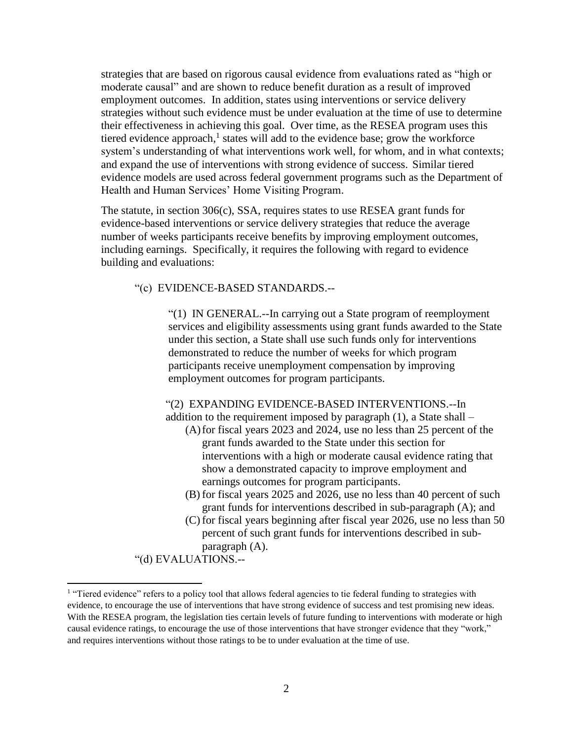strategies that are based on rigorous causal evidence from evaluations rated as "high or moderate causal" and are shown to reduce benefit duration as a result of improved employment outcomes. In addition, states using interventions or service delivery strategies without such evidence must be under evaluation at the time of use to determine their effectiveness in achieving this goal. Over time, as the RESEA program uses this tiered evidence approach,[1] states will add to the evidence base; grow the workforce system's understanding of what interventions work well, for whom, and in what contexts; and expand the use of interventions with strong evidence of success. Similar tiered evidence models are used across federal government programs such as the Department of Health and Human Services' Home Visiting Program.

The statute, in section 306(c), SSA, requires states to use RESEA grant funds for evidence-based interventions or service delivery strategies that reduce the average number of weeks participants receive benefits by improving employment outcomes, including earnings. Specifically, it requires the following with regard to evidence building and evaluations:

> "(c) EVIDENCE-BASED STANDARDS.--
>
> > "(1) IN GENERAL.--In carrying out a State program of reemployment services and eligibility assessments using grant funds awarded to the State under this section, a State shall use such funds only for interventions demonstrated to reduce the number of weeks for which program participants receive unemployment compensation by improving employment outcomes for program participants.
> >
> > "(2) EXPANDING EVIDENCE-BASED INTERVENTIONS.--In addition to the requirement imposed by paragraph (1), a State shall –
> >
> > (A) for fiscal years 2023 and 2024, use no less than 25 percent of the grant funds awarded to the State under this section for interventions with a high or moderate causal evidence rating that show a demonstrated capacity to improve employment and earnings outcomes for program participants.
> >
> > (B) for fiscal years 2025 and 2026, use no less than 40 percent of such grant funds for interventions described in sub-paragraph (A); and
> >
> > (C) for fiscal years beginning after fiscal year 2026, use no less than 50 percent of such grant funds for interventions described in sub-paragraph (A).
>
> "(d) EVALUATIONS.--

---

[1] "Tiered evidence" refers to a policy tool that allows federal agencies to tie federal funding to strategies with evidence, to encourage the use of interventions that have strong evidence of success and test promising new ideas. With the RESEA program, the legislation ties certain levels of future funding to interventions with moderate or high causal evidence ratings, to encourage the use of those interventions that have stronger evidence that they "work," and requires interventions without those ratings to be to under evaluation at the time of use.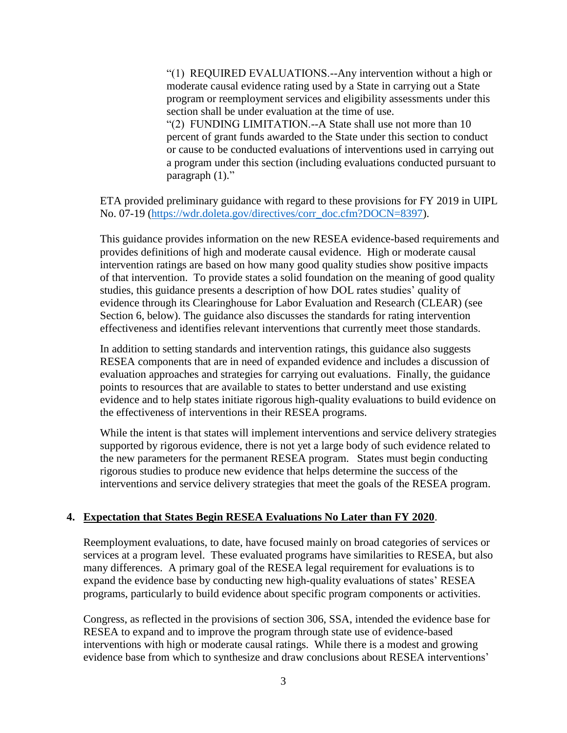"(1) REQUIRED EVALUATIONS.--Any intervention without a high or moderate causal evidence rating used by a State in carrying out a State program or reemployment services and eligibility assessments under this section shall be under evaluation at the time of use.

"(2) FUNDING LIMITATION.--A State shall use not more than 10 percent of grant funds awarded to the State under this section to conduct or cause to be conducted evaluations of interventions used in carrying out a program under this section (including evaluations conducted pursuant to paragraph (1)."

ETA provided preliminary guidance with regard to these provisions for FY 2019 in UIPL No. 07-19 (https://wdr.doleta.gov/directives/corr_doc.cfm?DOCN=8397).

This guidance provides information on the new RESEA evidence-based requirements and provides definitions of high and moderate causal evidence. High or moderate causal intervention ratings are based on how many good quality studies show positive impacts of that intervention. To provide states a solid foundation on the meaning of good quality studies, this guidance presents a description of how DOL rates studies' quality of evidence through its Clearinghouse for Labor Evaluation and Research (CLEAR) (see Section 6, below). The guidance also discusses the standards for rating intervention effectiveness and identifies relevant interventions that currently meet those standards.

In addition to setting standards and intervention ratings, this guidance also suggests RESEA components that are in need of expanded evidence and includes a discussion of evaluation approaches and strategies for carrying out evaluations. Finally, the guidance points to resources that are available to states to better understand and use existing evidence and to help states initiate rigorous high-quality evaluations to build evidence on the effectiveness of interventions in their RESEA programs.

While the intent is that states will implement interventions and service delivery strategies supported by rigorous evidence, there is not yet a large body of such evidence related to the new parameters for the permanent RESEA program. States must begin conducting rigorous studies to produce new evidence that helps determine the success of the interventions and service delivery strategies that meet the goals of the RESEA program.

4. **Expectation that States Begin RESEA Evaluations No Later than FY 2020**.

Reemployment evaluations, to date, have focused mainly on broad categories of services or services at a program level. These evaluated programs have similarities to RESEA, but also many differences. A primary goal of the RESEA legal requirement for evaluations is to expand the evidence base by conducting new high-quality evaluations of states' RESEA programs, particularly to build evidence about specific program components or activities.

Congress, as reflected in the provisions of section 306, SSA, intended the evidence base for RESEA to expand and to improve the program through state use of evidence-based interventions with high or moderate causal ratings. While there is a modest and growing evidence base from which to synthesize and draw conclusions about RESEA interventions'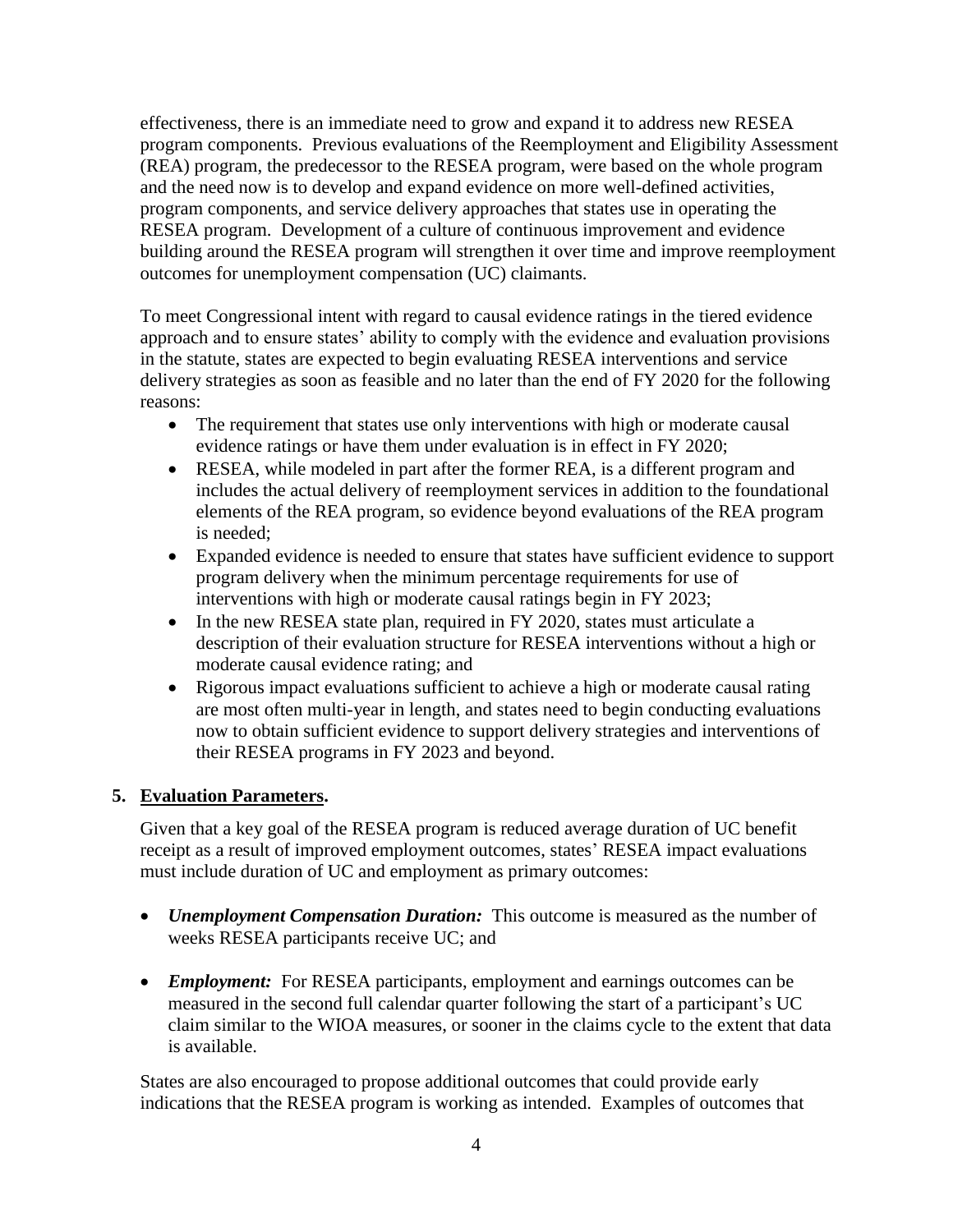effectiveness, there is an immediate need to grow and expand it to address new RESEA program components. Previous evaluations of the Reemployment and Eligibility Assessment (REA) program, the predecessor to the RESEA program, were based on the whole program and the need now is to develop and expand evidence on more well-defined activities, program components, and service delivery approaches that states use in operating the RESEA program. Development of a culture of continuous improvement and evidence building around the RESEA program will strengthen it over time and improve reemployment outcomes for unemployment compensation (UC) claimants.

To meet Congressional intent with regard to causal evidence ratings in the tiered evidence approach and to ensure states' ability to comply with the evidence and evaluation provisions in the statute, states are expected to begin evaluating RESEA interventions and service delivery strategies as soon as feasible and no later than the end of FY 2020 for the following reasons:

- The requirement that states use only interventions with high or moderate causal evidence ratings or have them under evaluation is in effect in FY 2020;
- RESEA, while modeled in part after the former REA, is a different program and includes the actual delivery of reemployment services in addition to the foundational elements of the REA program, so evidence beyond evaluations of the REA program is needed;
- Expanded evidence is needed to ensure that states have sufficient evidence to support program delivery when the minimum percentage requirements for use of interventions with high or moderate causal ratings begin in FY 2023;
- In the new RESEA state plan, required in FY 2020, states must articulate a description of their evaluation structure for RESEA interventions without a high or moderate causal evidence rating; and
- Rigorous impact evaluations sufficient to achieve a high or moderate causal rating are most often multi-year in length, and states need to begin conducting evaluations now to obtain sufficient evidence to support delivery strategies and interventions of their RESEA programs in FY 2023 and beyond.

**5. Evaluation Parameters.**

Given that a key goal of the RESEA program is reduced average duration of UC benefit receipt as a result of improved employment outcomes, states' RESEA impact evaluations must include duration of UC and employment as primary outcomes:

- ***Unemployment Compensation Duration:*** This outcome is measured as the number of weeks RESEA participants receive UC; and
- ***Employment:*** For RESEA participants, employment and earnings outcomes can be measured in the second full calendar quarter following the start of a participant's UC claim similar to the WIOA measures, or sooner in the claims cycle to the extent that data is available.

States are also encouraged to propose additional outcomes that could provide early indications that the RESEA program is working as intended. Examples of outcomes that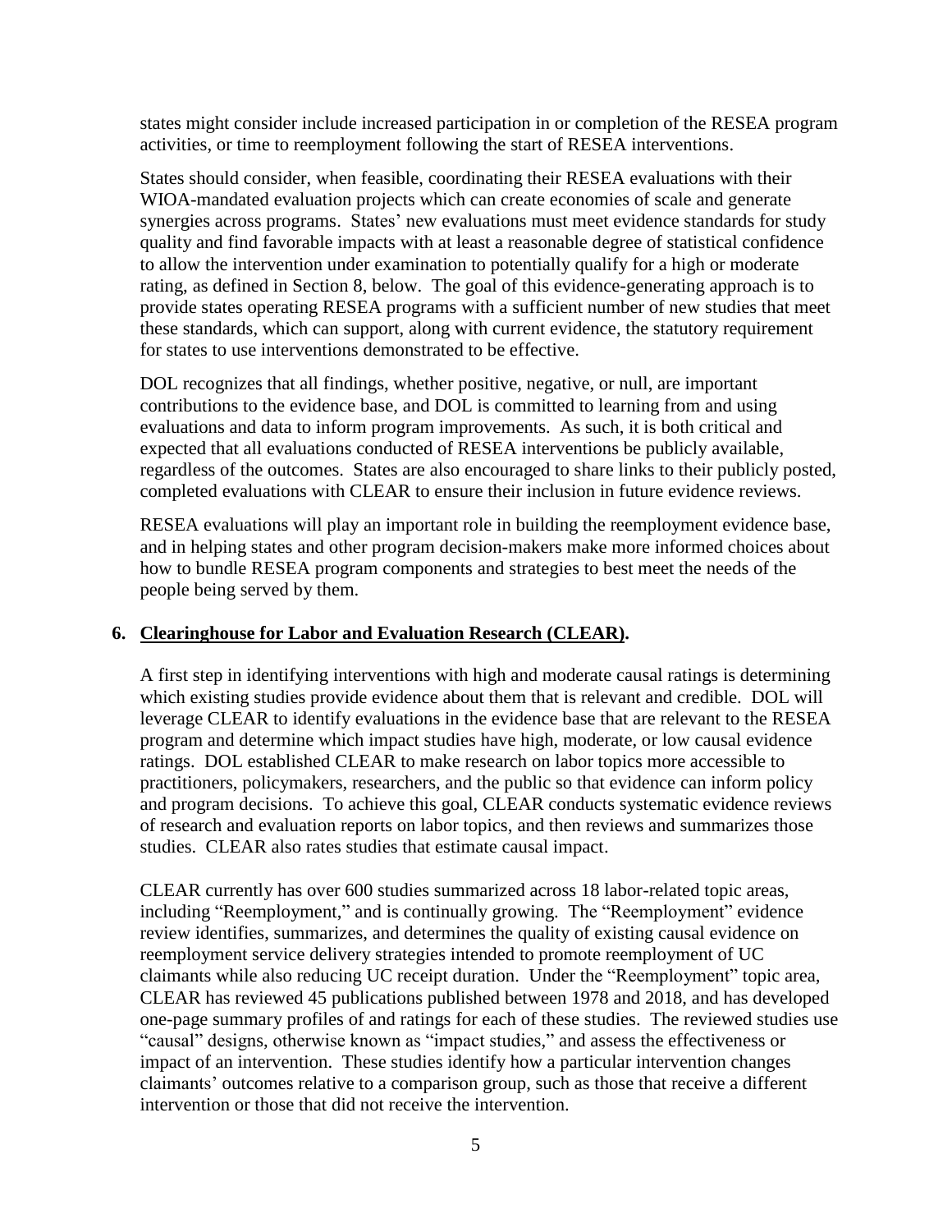states might consider include increased participation in or completion of the RESEA program activities, or time to reemployment following the start of RESEA interventions.

States should consider, when feasible, coordinating their RESEA evaluations with their WIOA-mandated evaluation projects which can create economies of scale and generate synergies across programs. States' new evaluations must meet evidence standards for study quality and find favorable impacts with at least a reasonable degree of statistical confidence to allow the intervention under examination to potentially qualify for a high or moderate rating, as defined in Section 8, below. The goal of this evidence-generating approach is to provide states operating RESEA programs with a sufficient number of new studies that meet these standards, which can support, along with current evidence, the statutory requirement for states to use interventions demonstrated to be effective.

DOL recognizes that all findings, whether positive, negative, or null, are important contributions to the evidence base, and DOL is committed to learning from and using evaluations and data to inform program improvements. As such, it is both critical and expected that all evaluations conducted of RESEA interventions be publicly available, regardless of the outcomes. States are also encouraged to share links to their publicly posted, completed evaluations with CLEAR to ensure their inclusion in future evidence reviews.

RESEA evaluations will play an important role in building the reemployment evidence base, and in helping states and other program decision-makers make more informed choices about how to bundle RESEA program components and strategies to best meet the needs of the people being served by them.

## 6. Clearinghouse for Labor and Evaluation Research (CLEAR).

A first step in identifying interventions with high and moderate causal ratings is determining which existing studies provide evidence about them that is relevant and credible. DOL will leverage CLEAR to identify evaluations in the evidence base that are relevant to the RESEA program and determine which impact studies have high, moderate, or low causal evidence ratings. DOL established CLEAR to make research on labor topics more accessible to practitioners, policymakers, researchers, and the public so that evidence can inform policy and program decisions. To achieve this goal, CLEAR conducts systematic evidence reviews of research and evaluation reports on labor topics, and then reviews and summarizes those studies. CLEAR also rates studies that estimate causal impact.

CLEAR currently has over 600 studies summarized across 18 labor-related topic areas, including "Reemployment," and is continually growing. The "Reemployment" evidence review identifies, summarizes, and determines the quality of existing causal evidence on reemployment service delivery strategies intended to promote reemployment of UC claimants while also reducing UC receipt duration. Under the "Reemployment" topic area, CLEAR has reviewed 45 publications published between 1978 and 2018, and has developed one-page summary profiles of and ratings for each of these studies. The reviewed studies use "causal" designs, otherwise known as "impact studies," and assess the effectiveness or impact of an intervention. These studies identify how a particular intervention changes claimants' outcomes relative to a comparison group, such as those that receive a different intervention or those that did not receive the intervention.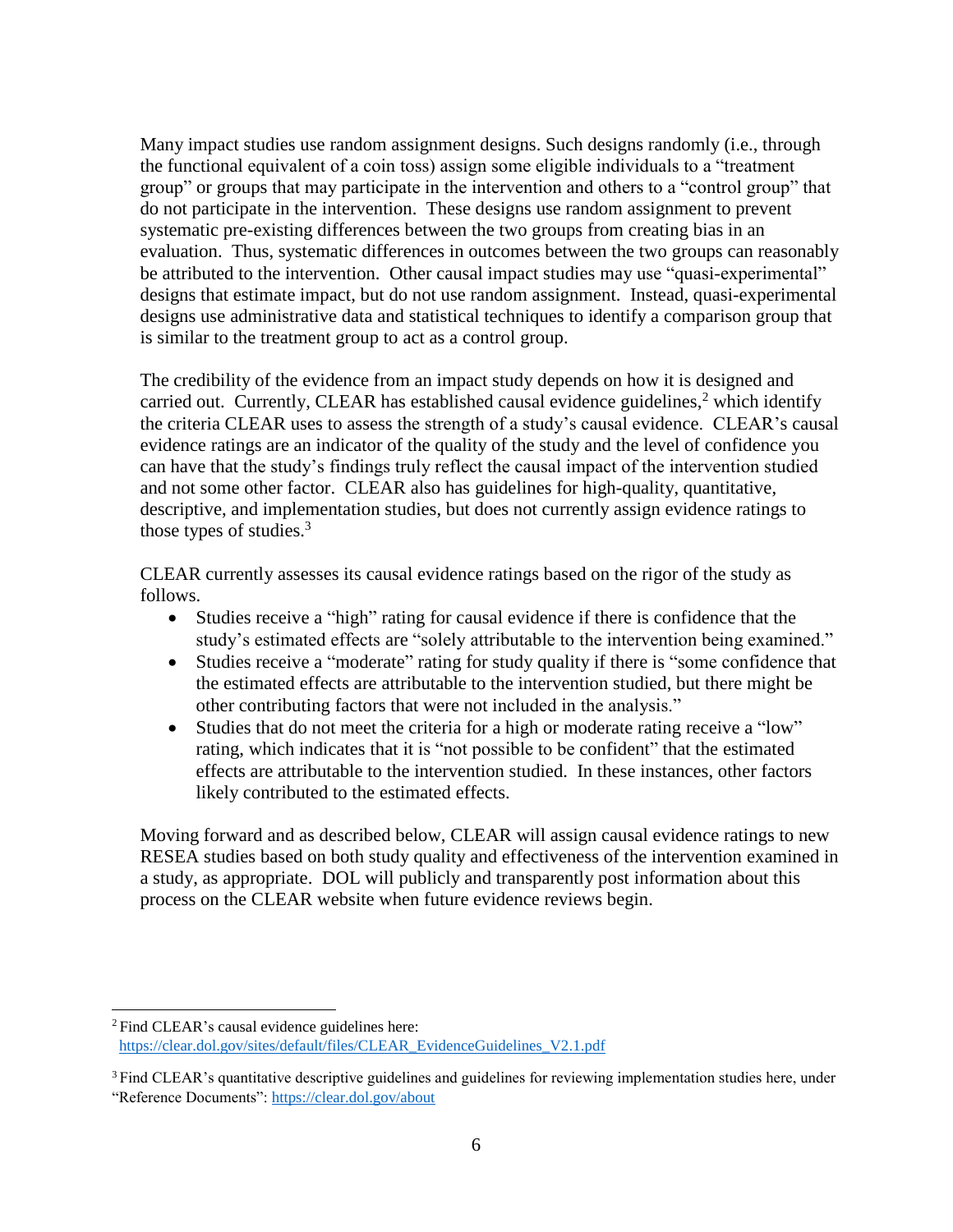Many impact studies use random assignment designs. Such designs randomly (i.e., through the functional equivalent of a coin toss) assign some eligible individuals to a "treatment group" or groups that may participate in the intervention and others to a "control group" that do not participate in the intervention. These designs use random assignment to prevent systematic pre-existing differences between the two groups from creating bias in an evaluation. Thus, systematic differences in outcomes between the two groups can reasonably be attributed to the intervention. Other causal impact studies may use "quasi-experimental" designs that estimate impact, but do not use random assignment. Instead, quasi-experimental designs use administrative data and statistical techniques to identify a comparison group that is similar to the treatment group to act as a control group.

The credibility of the evidence from an impact study depends on how it is designed and carried out. Currently, CLEAR has established causal evidence guidelines,[2] which identify the criteria CLEAR uses to assess the strength of a study's causal evidence. CLEAR's causal evidence ratings are an indicator of the quality of the study and the level of confidence you can have that the study's findings truly reflect the causal impact of the intervention studied and not some other factor. CLEAR also has guidelines for high-quality, quantitative, descriptive, and implementation studies, but does not currently assign evidence ratings to those types of studies.[3]

CLEAR currently assesses its causal evidence ratings based on the rigor of the study as follows.

- Studies receive a "high" rating for causal evidence if there is confidence that the study's estimated effects are "solely attributable to the intervention being examined."
- Studies receive a "moderate" rating for study quality if there is "some confidence that the estimated effects are attributable to the intervention studied, but there might be other contributing factors that were not included in the analysis."
- Studies that do not meet the criteria for a high or moderate rating receive a "low" rating, which indicates that it is "not possible to be confident" that the estimated effects are attributable to the intervention studied. In these instances, other factors likely contributed to the estimated effects.

Moving forward and as described below, CLEAR will assign causal evidence ratings to new RESEA studies based on both study quality and effectiveness of the intervention examined in a study, as appropriate. DOL will publicly and transparently post information about this process on the CLEAR website when future evidence reviews begin.

---

[2] Find CLEAR's causal evidence guidelines here: https://clear.dol.gov/sites/default/files/CLEAR_EvidenceGuidelines_V2.1.pdf

[3] Find CLEAR's quantitative descriptive guidelines and guidelines for reviewing implementation studies here, under "Reference Documents": https://clear.dol.gov/about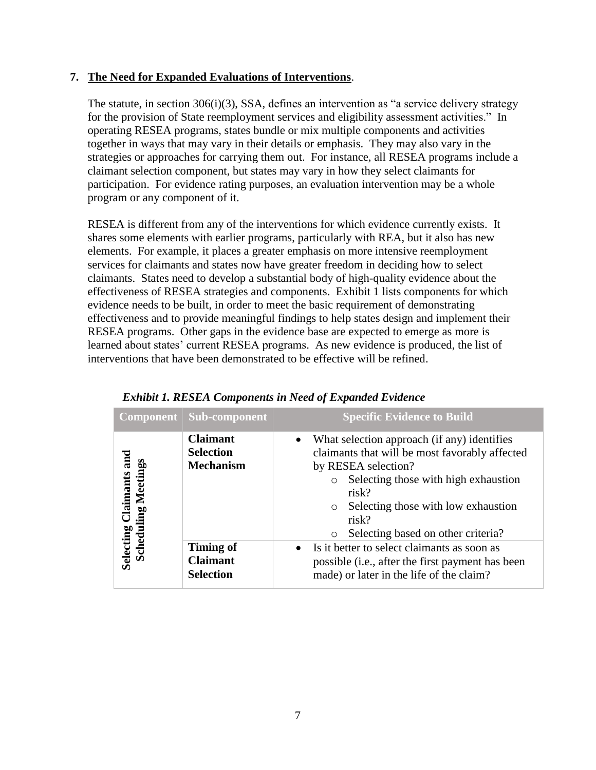**7. The Need for Expanded Evaluations of Interventions**.

The statute, in section 306(i)(3), SSA, defines an intervention as "a service delivery strategy for the provision of State reemployment services and eligibility assessment activities." In operating RESEA programs, states bundle or mix multiple components and activities together in ways that may vary in their details or emphasis. They may also vary in the strategies or approaches for carrying them out. For instance, all RESEA programs include a claimant selection component, but states may vary in how they select claimants for participation. For evidence rating purposes, an evaluation intervention may be a whole program or any component of it.

RESEA is different from any of the interventions for which evidence currently exists. It shares some elements with earlier programs, particularly with REA, but it also has new elements. For example, it places a greater emphasis on more intensive reemployment services for claimants and states now have greater freedom in deciding how to select claimants. States need to develop a substantial body of high-quality evidence about the effectiveness of RESEA strategies and components. Exhibit 1 lists components for which evidence needs to be built, in order to meet the basic requirement of demonstrating effectiveness and to provide meaningful findings to help states design and implement their RESEA programs. Other gaps in the evidence base are expected to emerge as more is learned about states' current RESEA programs. As new evidence is produced, the list of interventions that have been demonstrated to be effective will be refined.

***Exhibit 1. RESEA Components in Need of Expanded Evidence***

| Component | Sub-component | Specific Evidence to Build |
|---|---|---|
| **Selecting Claimants and Scheduling Meetings** | **Claimant Selection Mechanism** | • What selection approach (if any) identifies claimants that will be most favorably affected by RESEA selection?<br>  ○ Selecting those with high exhaustion risk?<br>  ○ Selecting those with low exhaustion risk?<br>  ○ Selecting based on other criteria? |
| | **Timing of Claimant Selection** | • Is it better to select claimants as soon as possible (i.e., after the first payment has been made) or later in the life of the claim? |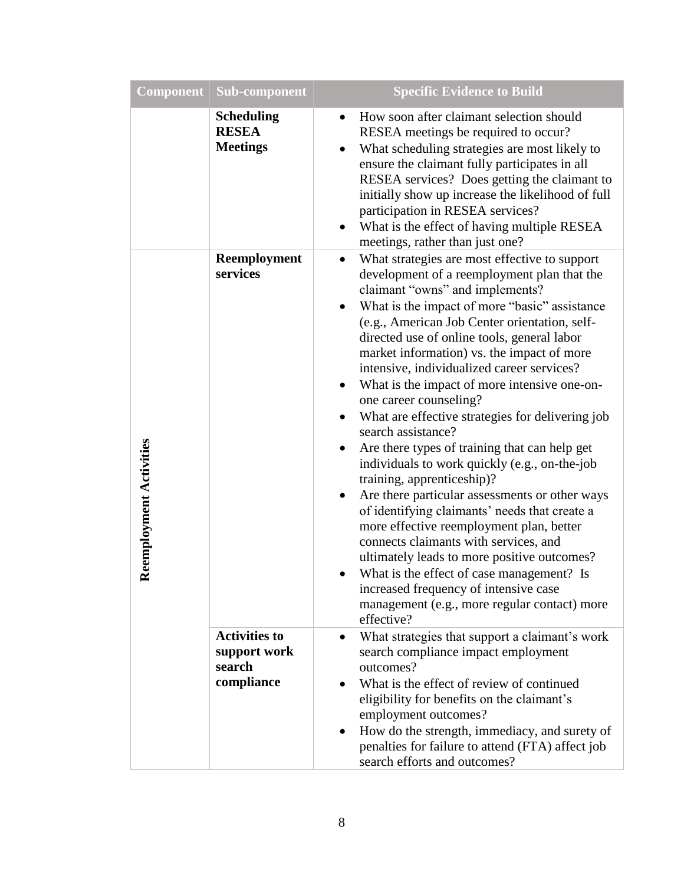| Component | Sub-component | Specific Evidence to Build |
|---|---|---|
| | **Scheduling RESEA Meetings** | • How soon after claimant selection should RESEA meetings be required to occur?<br>• What scheduling strategies are most likely to ensure the claimant fully participates in all RESEA services? Does getting the claimant to initially show up increase the likelihood of full participation in RESEA services?<br>• What is the effect of having multiple RESEA meetings, rather than just one? |
| **Reemployment Activities** | **Reemployment services** | • What strategies are most effective to support development of a reemployment plan that the claimant "owns" and implements?<br>• What is the impact of more "basic" assistance (e.g., American Job Center orientation, self-directed use of online tools, general labor market information) vs. the impact of more intensive, individualized career services?<br>• What is the impact of more intensive one-on-one career counseling?<br>• What are effective strategies for delivering job search assistance?<br>• Are there types of training that can help get individuals to work quickly (e.g., on-the-job training, apprenticeship)?<br>• Are there particular assessments or other ways of identifying claimants' needs that create a more effective reemployment plan, better connects claimants with services, and ultimately leads to more positive outcomes?<br>• What is the effect of case management? Is increased frequency of intensive case management (e.g., more regular contact) more effective? |
| | **Activities to support work search compliance** | • What strategies that support a claimant's work search compliance impact employment outcomes?<br>• What is the effect of review of continued eligibility for benefits on the claimant's employment outcomes?<br>• How do the strength, immediacy, and surety of penalties for failure to attend (FTA) affect job search efforts and outcomes? |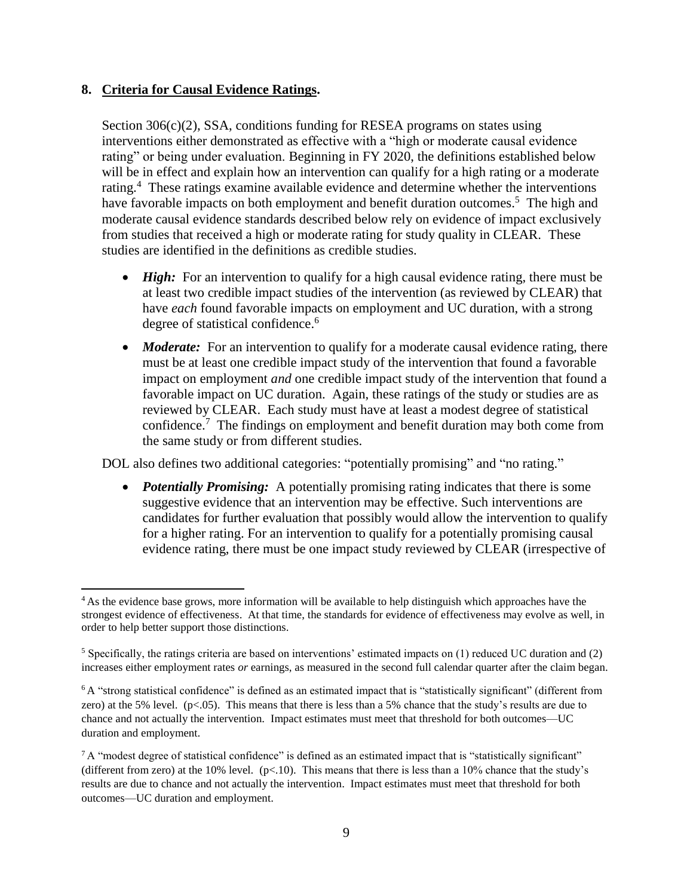## 8. Criteria for Causal Evidence Ratings.

Section 306(c)(2), SSA, conditions funding for RESEA programs on states using interventions either demonstrated as effective with a "high or moderate causal evidence rating" or being under evaluation. Beginning in FY 2020, the definitions established below will be in effect and explain how an intervention can qualify for a high rating or a moderate rating.[4] These ratings examine available evidence and determine whether the interventions have favorable impacts on both employment and benefit duration outcomes.[5] The high and moderate causal evidence standards described below rely on evidence of impact exclusively from studies that received a high or moderate rating for study quality in CLEAR. These studies are identified in the definitions as credible studies.

- ***High:*** For an intervention to qualify for a high causal evidence rating, there must be at least two credible impact studies of the intervention (as reviewed by CLEAR) that have *each* found favorable impacts on employment and UC duration, with a strong degree of statistical confidence.[6]
- ***Moderate:*** For an intervention to qualify for a moderate causal evidence rating, there must be at least one credible impact study of the intervention that found a favorable impact on employment *and* one credible impact study of the intervention that found a favorable impact on UC duration. Again, these ratings of the study or studies are as reviewed by CLEAR. Each study must have at least a modest degree of statistical confidence.[7] The findings on employment and benefit duration may both come from the same study or from different studies.

DOL also defines two additional categories: "potentially promising" and "no rating."

- ***Potentially Promising:*** A potentially promising rating indicates that there is some suggestive evidence that an intervention may be effective. Such interventions are candidates for further evaluation that possibly would allow the intervention to qualify for a higher rating. For an intervention to qualify for a potentially promising causal evidence rating, there must be one impact study reviewed by CLEAR (irrespective of

---

[4] As the evidence base grows, more information will be available to help distinguish which approaches have the strongest evidence of effectiveness. At that time, the standards for evidence of effectiveness may evolve as well, in order to help better support those distinctions.

[5] Specifically, the ratings criteria are based on interventions' estimated impacts on (1) reduced UC duration and (2) increases either employment rates *or* earnings, as measured in the second full calendar quarter after the claim began.

[6] A "strong statistical confidence" is defined as an estimated impact that is "statistically significant" (different from zero) at the 5% level. ($p<.05$). This means that there is less than a 5% chance that the study's results are due to chance and not actually the intervention. Impact estimates must meet that threshold for both outcomes—UC duration and employment.

[7] A "modest degree of statistical confidence" is defined as an estimated impact that is "statistically significant" (different from zero) at the 10% level. ($p<.10$). This means that there is less than a 10% chance that the study's results are due to chance and not actually the intervention. Impact estimates must meet that threshold for both outcomes—UC duration and employment.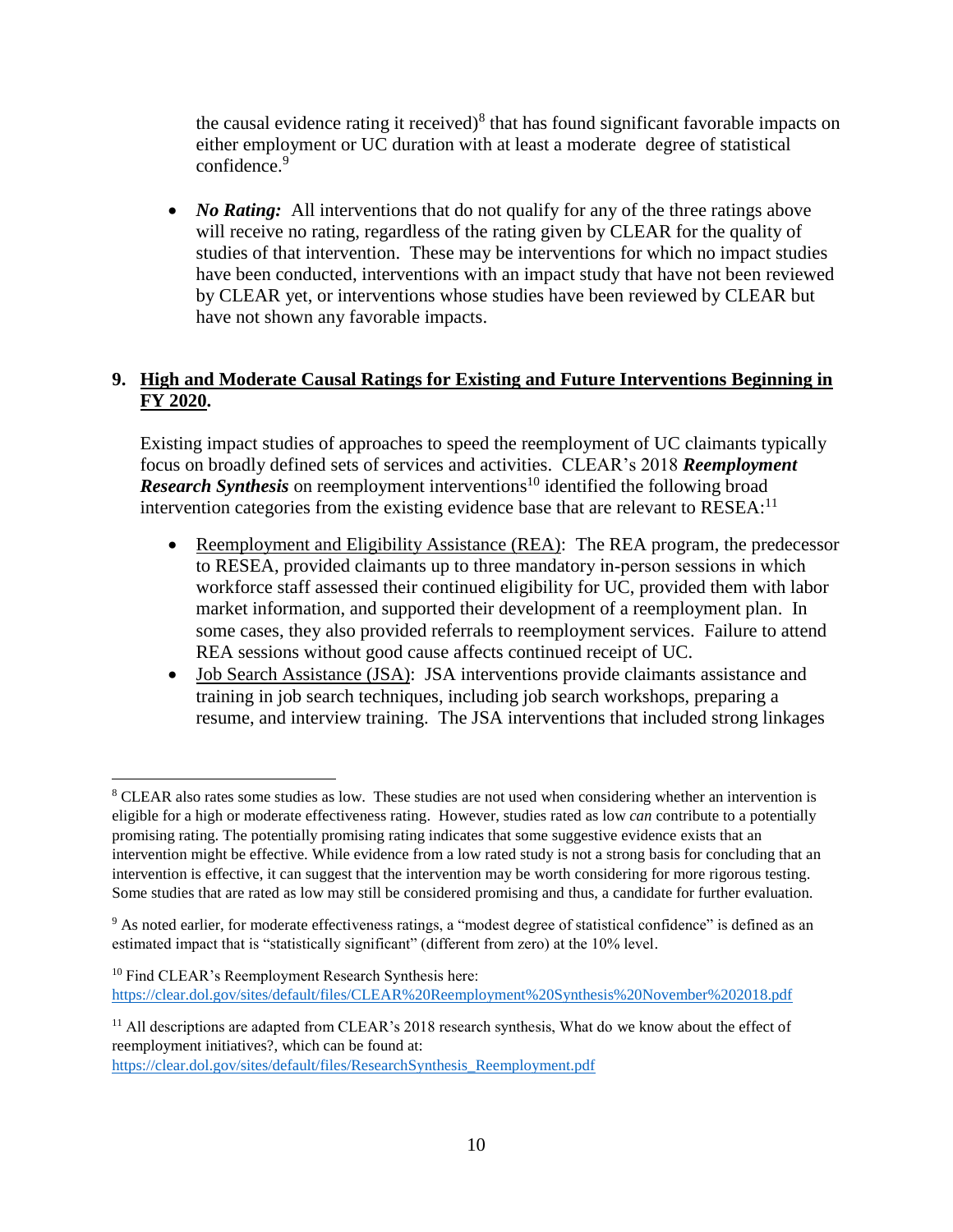the causal evidence rating it received)[8] that has found significant favorable impacts on either employment or UC duration with at least a moderate degree of statistical confidence.[9]

- ***No Rating:*** All interventions that do not qualify for any of the three ratings above will receive no rating, regardless of the rating given by CLEAR for the quality of studies of that intervention. These may be interventions for which no impact studies have been conducted, interventions with an impact study that have not been reviewed by CLEAR yet, or interventions whose studies have been reviewed by CLEAR but have not shown any favorable impacts.

## 9. High and Moderate Causal Ratings for Existing and Future Interventions Beginning in FY 2020.

Existing impact studies of approaches to speed the reemployment of UC claimants typically focus on broadly defined sets of services and activities. CLEAR's 2018 ***Reemployment Research Synthesis*** on reemployment interventions[10] identified the following broad intervention categories from the existing evidence base that are relevant to RESEA:[11]

- Reemployment and Eligibility Assistance (REA): The REA program, the predecessor to RESEA, provided claimants up to three mandatory in-person sessions in which workforce staff assessed their continued eligibility for UC, provided them with labor market information, and supported their development of a reemployment plan. In some cases, they also provided referrals to reemployment services. Failure to attend REA sessions without good cause affects continued receipt of UC.
- Job Search Assistance (JSA): JSA interventions provide claimants assistance and training in job search techniques, including job search workshops, preparing a resume, and interview training. The JSA interventions that included strong linkages

---

[8] CLEAR also rates some studies as low. These studies are not used when considering whether an intervention is eligible for a high or moderate effectiveness rating. However, studies rated as low *can* contribute to a potentially promising rating. The potentially promising rating indicates that some suggestive evidence exists that an intervention might be effective. While evidence from a low rated study is not a strong basis for concluding that an intervention is effective, it can suggest that the intervention may be worth considering for more rigorous testing. Some studies that are rated as low may still be considered promising and thus, a candidate for further evaluation.

[9] As noted earlier, for moderate effectiveness ratings, a "modest degree of statistical confidence" is defined as an estimated impact that is "statistically significant" (different from zero) at the 10% level.

[10] Find CLEAR's Reemployment Research Synthesis here: https://clear.dol.gov/sites/default/files/CLEAR%20Reemployment%20Synthesis%20November%202018.pdf

[11] All descriptions are adapted from CLEAR's 2018 research synthesis, What do we know about the effect of reemployment initiatives?, which can be found at: https://clear.dol.gov/sites/default/files/ResearchSynthesis_Reemployment.pdf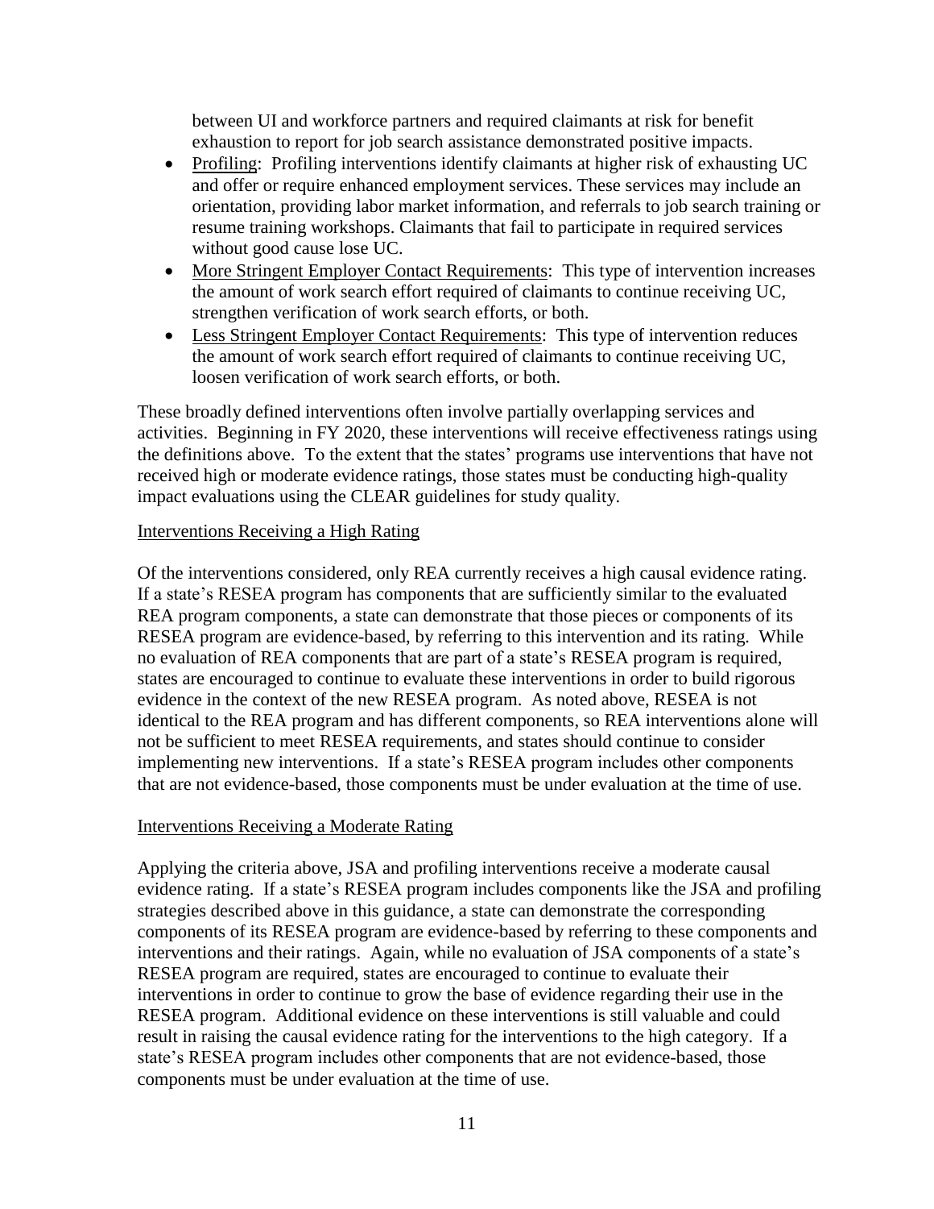between UI and workforce partners and required claimants at risk for benefit exhaustion to report for job search assistance demonstrated positive impacts.

- Profiling: Profiling interventions identify claimants at higher risk of exhausting UC and offer or require enhanced employment services. These services may include an orientation, providing labor market information, and referrals to job search training or resume training workshops. Claimants that fail to participate in required services without good cause lose UC.
- More Stringent Employer Contact Requirements: This type of intervention increases the amount of work search effort required of claimants to continue receiving UC, strengthen verification of work search efforts, or both.
- Less Stringent Employer Contact Requirements: This type of intervention reduces the amount of work search effort required of claimants to continue receiving UC, loosen verification of work search efforts, or both.

These broadly defined interventions often involve partially overlapping services and activities. Beginning in FY 2020, these interventions will receive effectiveness ratings using the definitions above. To the extent that the states' programs use interventions that have not received high or moderate evidence ratings, those states must be conducting high-quality impact evaluations using the CLEAR guidelines for study quality.

Interventions Receiving a High Rating

Of the interventions considered, only REA currently receives a high causal evidence rating. If a state's RESEA program has components that are sufficiently similar to the evaluated REA program components, a state can demonstrate that those pieces or components of its RESEA program are evidence-based, by referring to this intervention and its rating. While no evaluation of REA components that are part of a state's RESEA program is required, states are encouraged to continue to evaluate these interventions in order to build rigorous evidence in the context of the new RESEA program. As noted above, RESEA is not identical to the REA program and has different components, so REA interventions alone will not be sufficient to meet RESEA requirements, and states should continue to consider implementing new interventions. If a state's RESEA program includes other components that are not evidence-based, those components must be under evaluation at the time of use.

Interventions Receiving a Moderate Rating

Applying the criteria above, JSA and profiling interventions receive a moderate causal evidence rating. If a state's RESEA program includes components like the JSA and profiling strategies described above in this guidance, a state can demonstrate the corresponding components of its RESEA program are evidence-based by referring to these components and interventions and their ratings. Again, while no evaluation of JSA components of a state's RESEA program are required, states are encouraged to continue to evaluate their interventions in order to continue to grow the base of evidence regarding their use in the RESEA program. Additional evidence on these interventions is still valuable and could result in raising the causal evidence rating for the interventions to the high category. If a state's RESEA program includes other components that are not evidence-based, those components must be under evaluation at the time of use.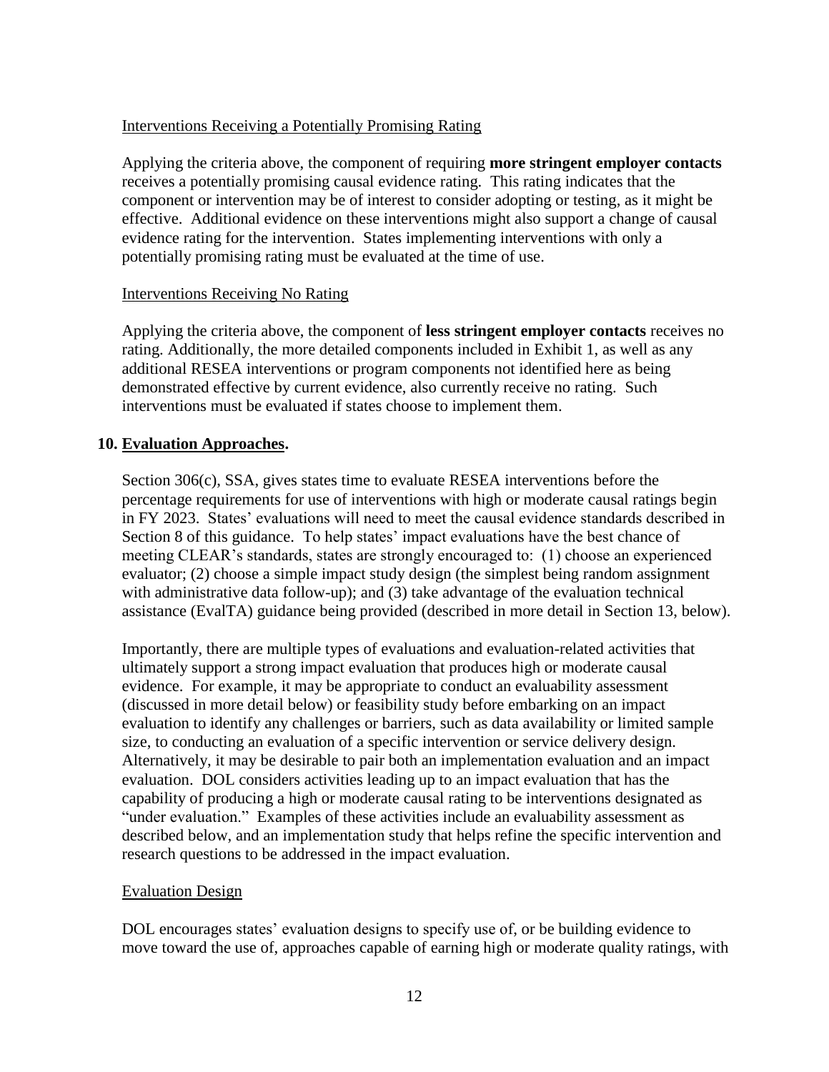Interventions Receiving a Potentially Promising Rating

Applying the criteria above, the component of requiring **more stringent employer contacts** receives a potentially promising causal evidence rating. This rating indicates that the component or intervention may be of interest to consider adopting or testing, as it might be effective. Additional evidence on these interventions might also support a change of causal evidence rating for the intervention. States implementing interventions with only a potentially promising rating must be evaluated at the time of use.

Interventions Receiving No Rating

Applying the criteria above, the component of **less stringent employer contacts** receives no rating. Additionally, the more detailed components included in Exhibit 1, as well as any additional RESEA interventions or program components not identified here as being demonstrated effective by current evidence, also currently receive no rating. Such interventions must be evaluated if states choose to implement them.

## 10. Evaluation Approaches.

Section 306(c), SSA, gives states time to evaluate RESEA interventions before the percentage requirements for use of interventions with high or moderate causal ratings begin in FY 2023. States' evaluations will need to meet the causal evidence standards described in Section 8 of this guidance. To help states' impact evaluations have the best chance of meeting CLEAR's standards, states are strongly encouraged to: (1) choose an experienced evaluator; (2) choose a simple impact study design (the simplest being random assignment with administrative data follow-up); and (3) take advantage of the evaluation technical assistance (EvalTA) guidance being provided (described in more detail in Section 13, below).

Importantly, there are multiple types of evaluations and evaluation-related activities that ultimately support a strong impact evaluation that produces high or moderate causal evidence. For example, it may be appropriate to conduct an evaluability assessment (discussed in more detail below) or feasibility study before embarking on an impact evaluation to identify any challenges or barriers, such as data availability or limited sample size, to conducting an evaluation of a specific intervention or service delivery design. Alternatively, it may be desirable to pair both an implementation evaluation and an impact evaluation. DOL considers activities leading up to an impact evaluation that has the capability of producing a high or moderate causal rating to be interventions designated as "under evaluation." Examples of these activities include an evaluability assessment as described below, and an implementation study that helps refine the specific intervention and research questions to be addressed in the impact evaluation.

Evaluation Design

DOL encourages states' evaluation designs to specify use of, or be building evidence to move toward the use of, approaches capable of earning high or moderate quality ratings, with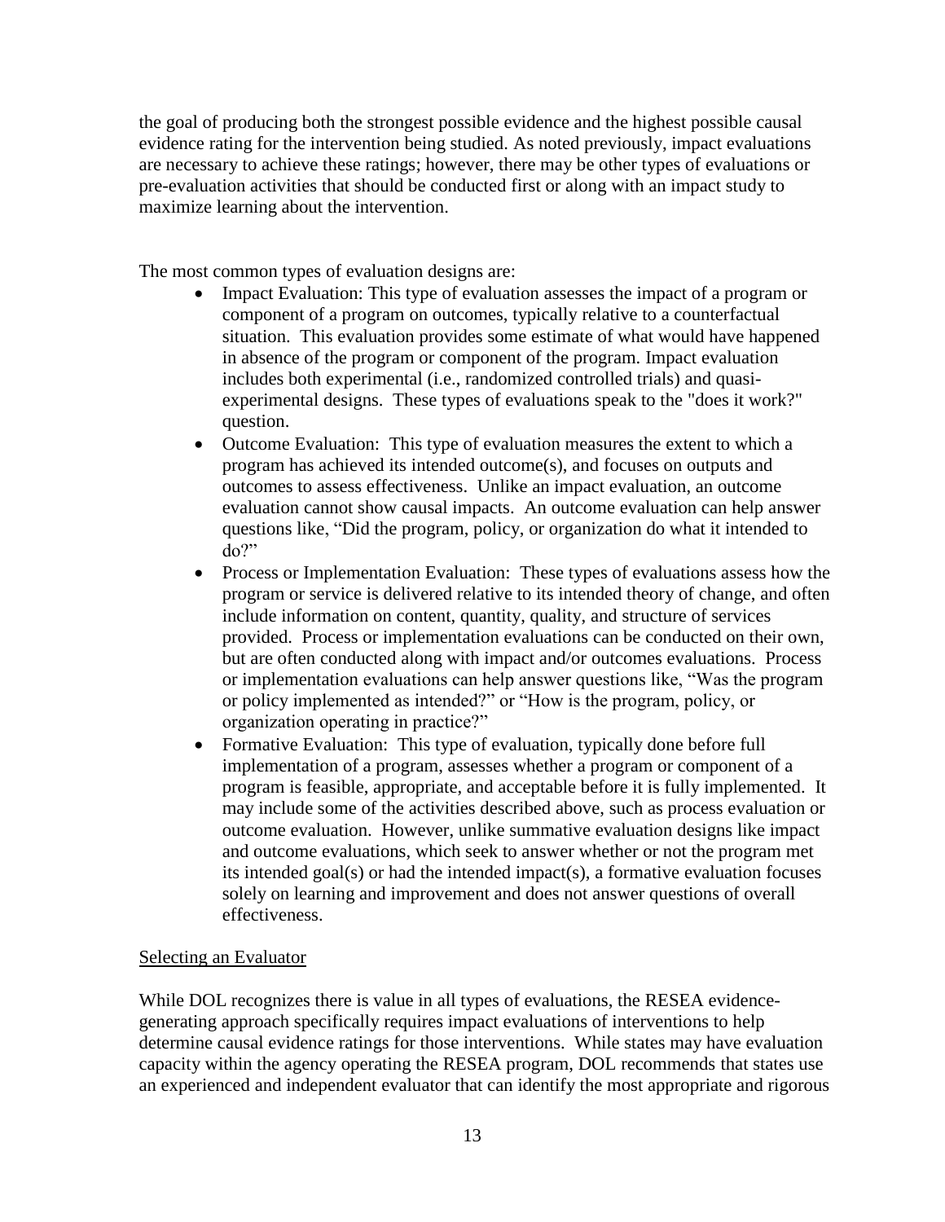the goal of producing both the strongest possible evidence and the highest possible causal evidence rating for the intervention being studied. As noted previously, impact evaluations are necessary to achieve these ratings; however, there may be other types of evaluations or pre-evaluation activities that should be conducted first or along with an impact study to maximize learning about the intervention.

The most common types of evaluation designs are:

- Impact Evaluation: This type of evaluation assesses the impact of a program or component of a program on outcomes, typically relative to a counterfactual situation. This evaluation provides some estimate of what would have happened in absence of the program or component of the program. Impact evaluation includes both experimental (i.e., randomized controlled trials) and quasi-experimental designs. These types of evaluations speak to the "does it work?" question.
- Outcome Evaluation: This type of evaluation measures the extent to which a program has achieved its intended outcome(s), and focuses on outputs and outcomes to assess effectiveness. Unlike an impact evaluation, an outcome evaluation cannot show causal impacts. An outcome evaluation can help answer questions like, "Did the program, policy, or organization do what it intended to do?"
- Process or Implementation Evaluation: These types of evaluations assess how the program or service is delivered relative to its intended theory of change, and often include information on content, quantity, quality, and structure of services provided. Process or implementation evaluations can be conducted on their own, but are often conducted along with impact and/or outcomes evaluations. Process or implementation evaluations can help answer questions like, "Was the program or policy implemented as intended?" or "How is the program, policy, or organization operating in practice?"
- Formative Evaluation: This type of evaluation, typically done before full implementation of a program, assesses whether a program or component of a program is feasible, appropriate, and acceptable before it is fully implemented. It may include some of the activities described above, such as process evaluation or outcome evaluation. However, unlike summative evaluation designs like impact and outcome evaluations, which seek to answer whether or not the program met its intended goal(s) or had the intended impact(s), a formative evaluation focuses solely on learning and improvement and does not answer questions of overall effectiveness.

## Selecting an Evaluator

While DOL recognizes there is value in all types of evaluations, the RESEA evidence-generating approach specifically requires impact evaluations of interventions to help determine causal evidence ratings for those interventions. While states may have evaluation capacity within the agency operating the RESEA program, DOL recommends that states use an experienced and independent evaluator that can identify the most appropriate and rigorous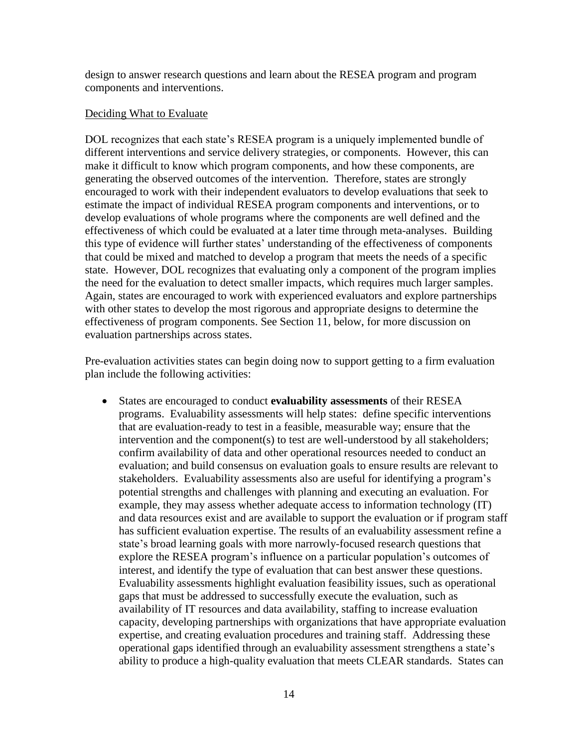design to answer research questions and learn about the RESEA program and program components and interventions.

Deciding What to Evaluate

DOL recognizes that each state's RESEA program is a uniquely implemented bundle of different interventions and service delivery strategies, or components. However, this can make it difficult to know which program components, and how these components, are generating the observed outcomes of the intervention. Therefore, states are strongly encouraged to work with their independent evaluators to develop evaluations that seek to estimate the impact of individual RESEA program components and interventions, or to develop evaluations of whole programs where the components are well defined and the effectiveness of which could be evaluated at a later time through meta-analyses. Building this type of evidence will further states' understanding of the effectiveness of components that could be mixed and matched to develop a program that meets the needs of a specific state. However, DOL recognizes that evaluating only a component of the program implies the need for the evaluation to detect smaller impacts, which requires much larger samples. Again, states are encouraged to work with experienced evaluators and explore partnerships with other states to develop the most rigorous and appropriate designs to determine the effectiveness of program components. See Section 11, below, for more discussion on evaluation partnerships across states.

Pre-evaluation activities states can begin doing now to support getting to a firm evaluation plan include the following activities:

- States are encouraged to conduct **evaluability assessments** of their RESEA programs. Evaluability assessments will help states: define specific interventions that are evaluation-ready to test in a feasible, measurable way; ensure that the intervention and the component(s) to test are well-understood by all stakeholders; confirm availability of data and other operational resources needed to conduct an evaluation; and build consensus on evaluation goals to ensure results are relevant to stakeholders. Evaluability assessments also are useful for identifying a program's potential strengths and challenges with planning and executing an evaluation. For example, they may assess whether adequate access to information technology (IT) and data resources exist and are available to support the evaluation or if program staff has sufficient evaluation expertise. The results of an evaluability assessment refine a state's broad learning goals with more narrowly-focused research questions that explore the RESEA program's influence on a particular population's outcomes of interest, and identify the type of evaluation that can best answer these questions. Evaluability assessments highlight evaluation feasibility issues, such as operational gaps that must be addressed to successfully execute the evaluation, such as availability of IT resources and data availability, staffing to increase evaluation capacity, developing partnerships with organizations that have appropriate evaluation expertise, and creating evaluation procedures and training staff. Addressing these operational gaps identified through an evaluability assessment strengthens a state's ability to produce a high-quality evaluation that meets CLEAR standards. States can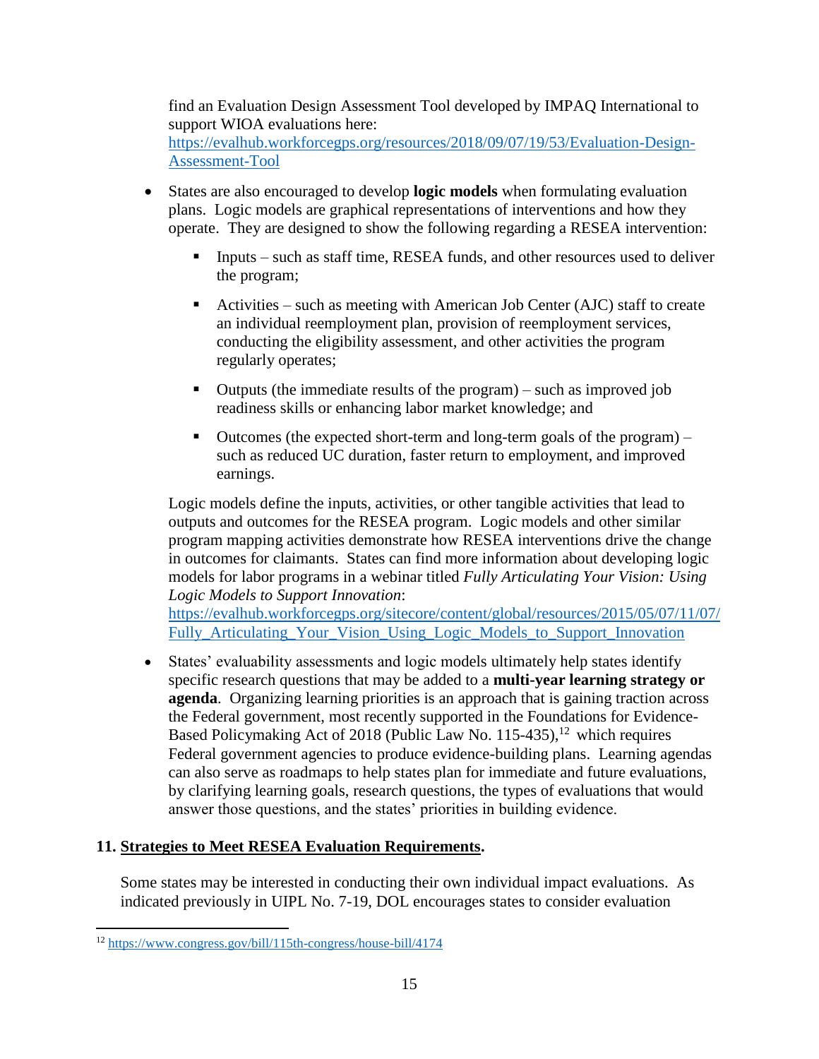find an Evaluation Design Assessment Tool developed by IMPAQ International to support WIOA evaluations here: https://evalhub.workforcegps.org/resources/2018/09/07/19/53/Evaluation-Design-Assessment-Tool

- States are also encouraged to develop **logic models** when formulating evaluation plans. Logic models are graphical representations of interventions and how they operate. They are designed to show the following regarding a RESEA intervention:

  - Inputs – such as staff time, RESEA funds, and other resources used to deliver the program;

  - Activities – such as meeting with American Job Center (AJC) staff to create an individual reemployment plan, provision of reemployment services, conducting the eligibility assessment, and other activities the program regularly operates;

  - Outputs (the immediate results of the program) – such as improved job readiness skills or enhancing labor market knowledge; and

  - Outcomes (the expected short-term and long-term goals of the program) – such as reduced UC duration, faster return to employment, and improved earnings.

  Logic models define the inputs, activities, or other tangible activities that lead to outputs and outcomes for the RESEA program. Logic models and other similar program mapping activities demonstrate how RESEA interventions drive the change in outcomes for claimants. States can find more information about developing logic models for labor programs in a webinar titled *Fully Articulating Your Vision: Using Logic Models to Support Innovation*: https://evalhub.workforcegps.org/sitecore/content/global/resources/2015/05/07/11/07/Fully_Articulating_Your_Vision_Using_Logic_Models_to_Support_Innovation

- States' evaluability assessments and logic models ultimately help states identify specific research questions that may be added to a **multi-year learning strategy or agenda**. Organizing learning priorities is an approach that is gaining traction across the Federal government, most recently supported in the Foundations for Evidence-Based Policymaking Act of 2018 (Public Law No. 115-435),[12] which requires Federal government agencies to produce evidence-building plans. Learning agendas can also serve as roadmaps to help states plan for immediate and future evaluations, by clarifying learning goals, research questions, the types of evaluations that would answer those questions, and the states' priorities in building evidence.

**11. Strategies to Meet RESEA Evaluation Requirements.**

Some states may be interested in conducting their own individual impact evaluations. As indicated previously in UIPL No. 7-19, DOL encourages states to consider evaluation

[12] https://www.congress.gov/bill/115th-congress/house-bill/4174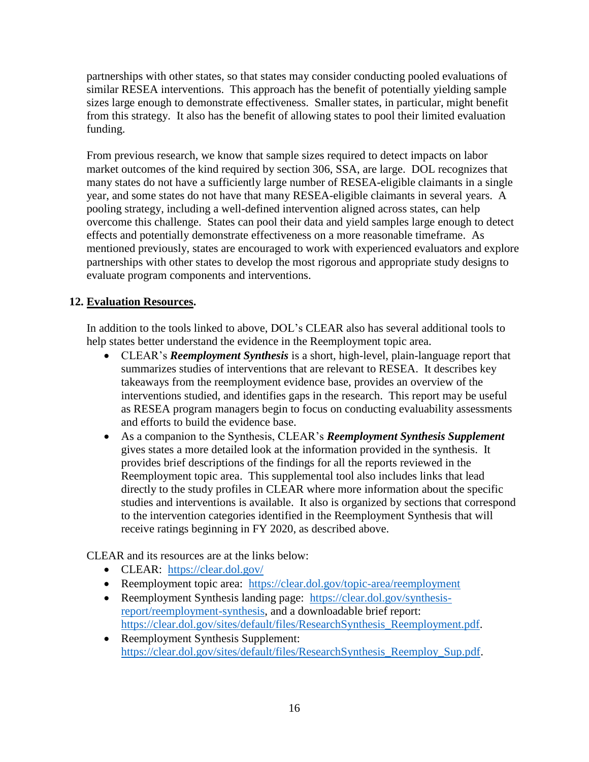partnerships with other states, so that states may consider conducting pooled evaluations of similar RESEA interventions. This approach has the benefit of potentially yielding sample sizes large enough to demonstrate effectiveness. Smaller states, in particular, might benefit from this strategy. It also has the benefit of allowing states to pool their limited evaluation funding.

From previous research, we know that sample sizes required to detect impacts on labor market outcomes of the kind required by section 306, SSA, are large. DOL recognizes that many states do not have a sufficiently large number of RESEA-eligible claimants in a single year, and some states do not have that many RESEA-eligible claimants in several years. A pooling strategy, including a well-defined intervention aligned across states, can help overcome this challenge. States can pool their data and yield samples large enough to detect effects and potentially demonstrate effectiveness on a more reasonable timeframe. As mentioned previously, states are encouraged to work with experienced evaluators and explore partnerships with other states to develop the most rigorous and appropriate study designs to evaluate program components and interventions.

**12. Evaluation Resources.**

In addition to the tools linked to above, DOL's CLEAR also has several additional tools to help states better understand the evidence in the Reemployment topic area.

- CLEAR's ***Reemployment Synthesis*** is a short, high-level, plain-language report that summarizes studies of interventions that are relevant to RESEA. It describes key takeaways from the reemployment evidence base, provides an overview of the interventions studied, and identifies gaps in the research. This report may be useful as RESEA program managers begin to focus on conducting evaluability assessments and efforts to build the evidence base.
- As a companion to the Synthesis, CLEAR's ***Reemployment Synthesis Supplement*** gives states a more detailed look at the information provided in the synthesis. It provides brief descriptions of the findings for all the reports reviewed in the Reemployment topic area. This supplemental tool also includes links that lead directly to the study profiles in CLEAR where more information about the specific studies and interventions is available. It also is organized by sections that correspond to the intervention categories identified in the Reemployment Synthesis that will receive ratings beginning in FY 2020, as described above.

CLEAR and its resources are at the links below:

- CLEAR: https://clear.dol.gov/
- Reemployment topic area: https://clear.dol.gov/topic-area/reemployment
- Reemployment Synthesis landing page: https://clear.dol.gov/synthesis-report/reemployment-synthesis, and a downloadable brief report: https://clear.dol.gov/sites/default/files/ResearchSynthesis_Reemployment.pdf.
- Reemployment Synthesis Supplement: https://clear.dol.gov/sites/default/files/ResearchSynthesis_Reemploy_Sup.pdf.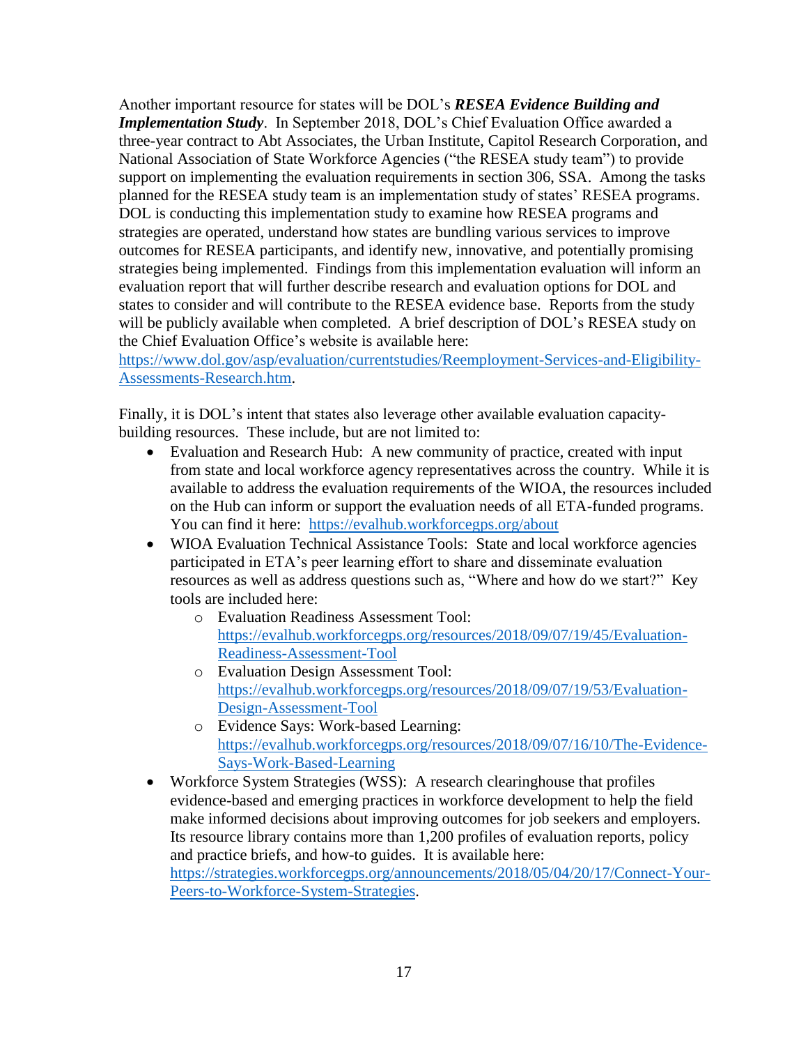Another important resource for states will be DOL's ***RESEA Evidence Building and Implementation Study***. In September 2018, DOL's Chief Evaluation Office awarded a three-year contract to Abt Associates, the Urban Institute, Capitol Research Corporation, and National Association of State Workforce Agencies ("the RESEA study team") to provide support on implementing the evaluation requirements in section 306, SSA. Among the tasks planned for the RESEA study team is an implementation study of states' RESEA programs. DOL is conducting this implementation study to examine how RESEA programs and strategies are operated, understand how states are bundling various services to improve outcomes for RESEA participants, and identify new, innovative, and potentially promising strategies being implemented. Findings from this implementation evaluation will inform an evaluation report that will further describe research and evaluation options for DOL and states to consider and will contribute to the RESEA evidence base. Reports from the study will be publicly available when completed. A brief description of DOL's RESEA study on the Chief Evaluation Office's website is available here: https://www.dol.gov/asp/evaluation/currentstudies/Reemployment-Services-and-Eligibility-Assessments-Research.htm.

Finally, it is DOL's intent that states also leverage other available evaluation capacity-building resources. These include, but are not limited to:

- Evaluation and Research Hub: A new community of practice, created with input from state and local workforce agency representatives across the country. While it is available to address the evaluation requirements of the WIOA, the resources included on the Hub can inform or support the evaluation needs of all ETA-funded programs. You can find it here: https://evalhub.workforcegps.org/about
- WIOA Evaluation Technical Assistance Tools: State and local workforce agencies participated in ETA's peer learning effort to share and disseminate evaluation resources as well as address questions such as, "Where and how do we start?" Key tools are included here:
  - Evaluation Readiness Assessment Tool: https://evalhub.workforcegps.org/resources/2018/09/07/19/45/Evaluation-Readiness-Assessment-Tool
  - Evaluation Design Assessment Tool: https://evalhub.workforcegps.org/resources/2018/09/07/19/53/Evaluation-Design-Assessment-Tool
  - Evidence Says: Work-based Learning: https://evalhub.workforcegps.org/resources/2018/09/07/16/10/The-Evidence-Says-Work-Based-Learning
- Workforce System Strategies (WSS): A research clearinghouse that profiles evidence-based and emerging practices in workforce development to help the field make informed decisions about improving outcomes for job seekers and employers. Its resource library contains more than 1,200 profiles of evaluation reports, policy and practice briefs, and how-to guides. It is available here: https://strategies.workforcegps.org/announcements/2018/05/04/20/17/Connect-Your-Peers-to-Workforce-System-Strategies.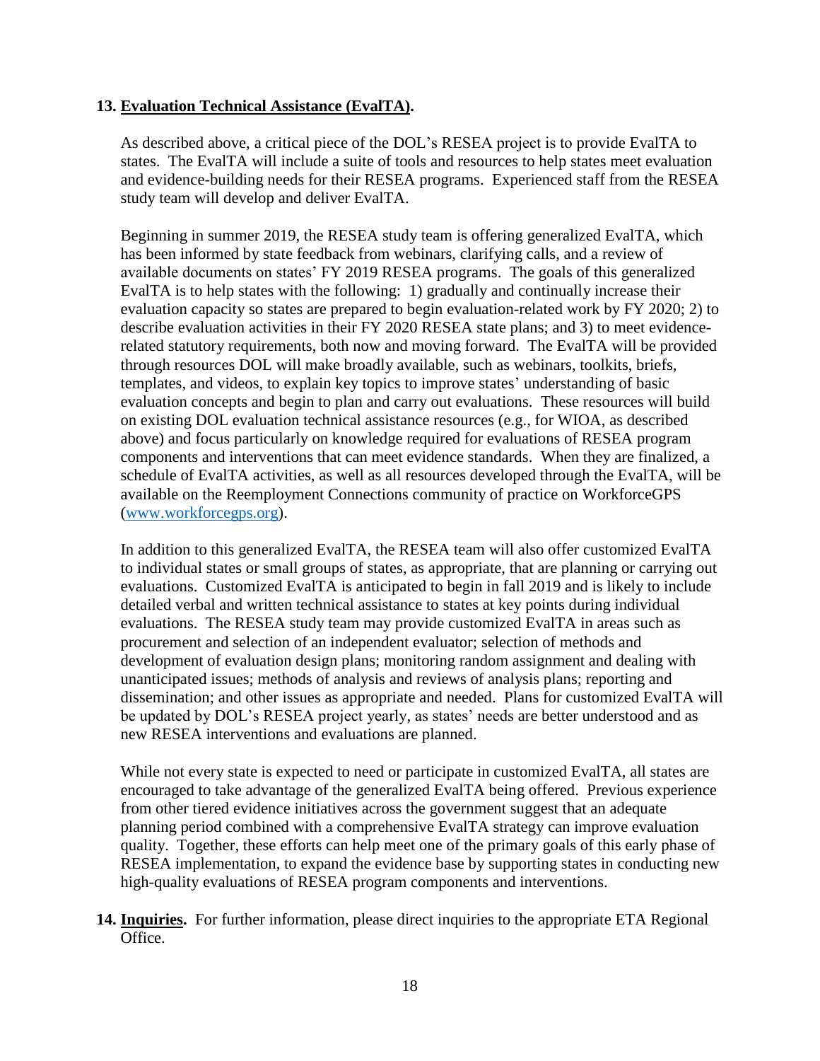**13. <u>Evaluation Technical Assistance (EvalTA)</u>.**

As described above, a critical piece of the DOL's RESEA project is to provide EvalTA to states. The EvalTA will include a suite of tools and resources to help states meet evaluation and evidence-building needs for their RESEA programs. Experienced staff from the RESEA study team will develop and deliver EvalTA.

Beginning in summer 2019, the RESEA study team is offering generalized EvalTA, which has been informed by state feedback from webinars, clarifying calls, and a review of available documents on states' FY 2019 RESEA programs. The goals of this generalized EvalTA is to help states with the following: 1) gradually and continually increase their evaluation capacity so states are prepared to begin evaluation-related work by FY 2020; 2) to describe evaluation activities in their FY 2020 RESEA state plans; and 3) to meet evidence-related statutory requirements, both now and moving forward. The EvalTA will be provided through resources DOL will make broadly available, such as webinars, toolkits, briefs, templates, and videos, to explain key topics to improve states' understanding of basic evaluation concepts and begin to plan and carry out evaluations. These resources will build on existing DOL evaluation technical assistance resources (e.g., for WIOA, as described above) and focus particularly on knowledge required for evaluations of RESEA program components and interventions that can meet evidence standards. When they are finalized, a schedule of EvalTA activities, as well as all resources developed through the EvalTA, will be available on the Reemployment Connections community of practice on WorkforceGPS ([www.workforcegps.org](http://www.workforcegps.org)).

In addition to this generalized EvalTA, the RESEA team will also offer customized EvalTA to individual states or small groups of states, as appropriate, that are planning or carrying out evaluations. Customized EvalTA is anticipated to begin in fall 2019 and is likely to include detailed verbal and written technical assistance to states at key points during individual evaluations. The RESEA study team may provide customized EvalTA in areas such as procurement and selection of an independent evaluator; selection of methods and development of evaluation design plans; monitoring random assignment and dealing with unanticipated issues; methods of analysis and reviews of analysis plans; reporting and dissemination; and other issues as appropriate and needed. Plans for customized EvalTA will be updated by DOL's RESEA project yearly, as states' needs are better understood and as new RESEA interventions and evaluations are planned.

While not every state is expected to need or participate in customized EvalTA, all states are encouraged to take advantage of the generalized EvalTA being offered. Previous experience from other tiered evidence initiatives across the government suggest that an adequate planning period combined with a comprehensive EvalTA strategy can improve evaluation quality. Together, these efforts can help meet one of the primary goals of this early phase of RESEA implementation, to expand the evidence base by supporting states in conducting new high-quality evaluations of RESEA program components and interventions.

**14. <u>Inquiries</u>.** For further information, please direct inquiries to the appropriate ETA Regional Office.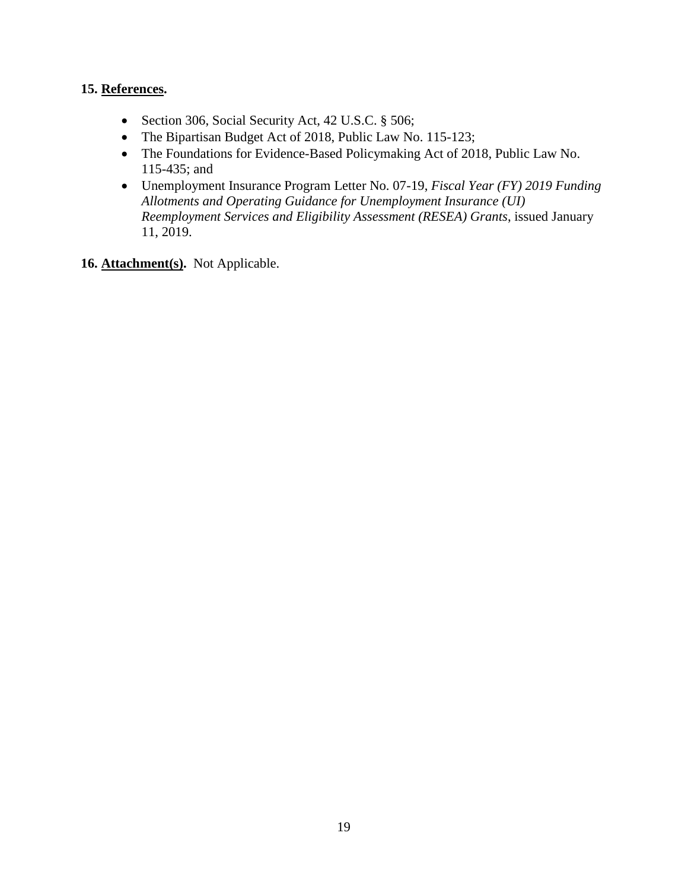**15. References.**

- Section 306, Social Security Act, 42 U.S.C. § 506;
- The Bipartisan Budget Act of 2018, Public Law No. 115-123;
- The Foundations for Evidence-Based Policymaking Act of 2018, Public Law No. 115-435; and
- Unemployment Insurance Program Letter No. 07-19, *Fiscal Year (FY) 2019 Funding Allotments and Operating Guidance for Unemployment Insurance (UI) Reemployment Services and Eligibility Assessment (RESEA) Grants*, issued January 11, 2019.

**16. Attachment(s).** Not Applicable.